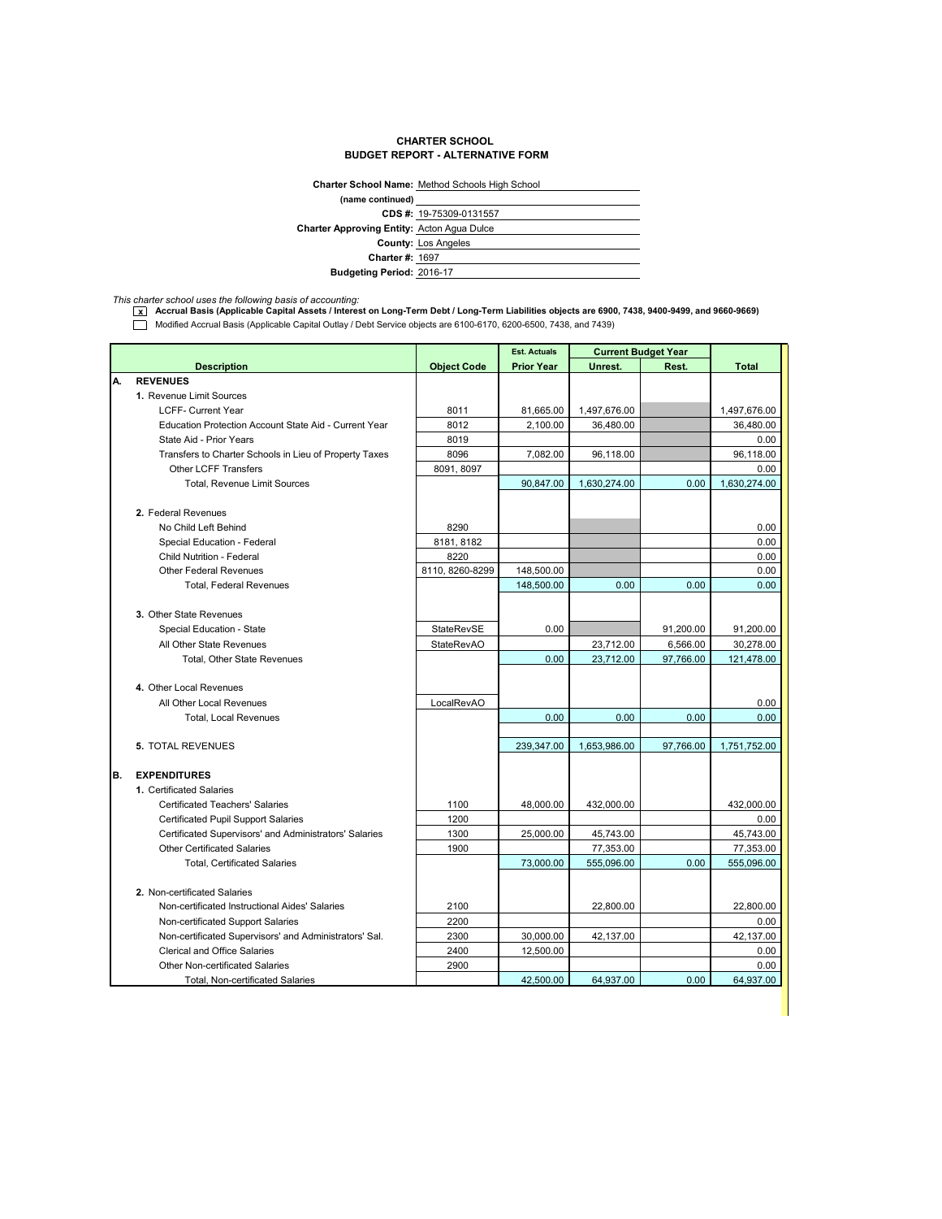**CHARTER SCHOOL**
**BUDGET REPORT - ALTERNATIVE FORM**

**Charter School Name:** Method Schools High School
**(name continued)**
**CDS #:** 19-75309-0131557
**Charter Approving Entity:** Acton Agua Dulce
**County:** Los Angeles
**Charter #:** 1697
**Budgeting Period:** 2016-17

*This charter school uses the following basis of accounting:*

- [x] **Accrual Basis (Applicable Capital Assets / Interest on Long-Term Debt / Long-Term Liabilities objects are 6900, 7438, 9400-9499, and 9660-9669)**
- [ ] Modified Accrual Basis (Applicable Capital Outlay / Debt Service objects are 6100-6170, 6200-6500, 7438, and 7439)

| | Description | Object Code | Est. Actuals Prior Year | Current Budget Year Unrest. | Current Budget Year Rest. | Total |
|---|---|---|---|---|---|---|
| **A.** | **REVENUES** | | | | | |
| | **1.** Revenue Limit Sources | | | | | |
| | LCFF- Current Year | 8011 | 81,665.00 | 1,497,676.00 | | 1,497,676.00 |
| | Education Protection Account State Aid - Current Year | 8012 | 2,100.00 | 36,480.00 | | 36,480.00 |
| | State Aid - Prior Years | 8019 | | | | 0.00 |
| | Transfers to Charter Schools in Lieu of Property Taxes | 8096 | 7,082.00 | 96,118.00 | | 96,118.00 |
| | Other LCFF Transfers | 8091, 8097 | | | | 0.00 |
| | Total, Revenue Limit Sources | | 90,847.00 | 1,630,274.00 | 0.00 | 1,630,274.00 |
| | **2.** Federal Revenues | | | | | |
| | No Child Left Behind | 8290 | | | | 0.00 |
| | Special Education - Federal | 8181, 8182 | | | | 0.00 |
| | Child Nutrition - Federal | 8220 | | | | 0.00 |
| | Other Federal Revenues | 8110, 8260-8299 | 148,500.00 | | | 0.00 |
| | Total, Federal Revenues | | 148,500.00 | 0.00 | 0.00 | 0.00 |
| | **3.** Other State Revenues | | | | | |
| | Special Education - State | StateRevSE | 0.00 | | 91,200.00 | 91,200.00 |
| | All Other State Revenues | StateRevAO | | 23,712.00 | 6,566.00 | 30,278.00 |
| | Total, Other State Revenues | | 0.00 | 23,712.00 | 97,766.00 | 121,478.00 |
| | **4.** Other Local Revenues | | | | | |
| | All Other Local Revenues | LocalRevAO | | | | 0.00 |
| | Total, Local Revenues | | 0.00 | 0.00 | 0.00 | 0.00 |
| | **5.** TOTAL REVENUES | | 239,347.00 | 1,653,986.00 | 97,766.00 | 1,751,752.00 |
| **B.** | **EXPENDITURES** | | | | | |
| | **1.** Certificated Salaries | | | | | |
| | Certificated Teachers' Salaries | 1100 | 48,000.00 | 432,000.00 | | 432,000.00 |
| | Certificated Pupil Support Salaries | 1200 | | | | 0.00 |
| | Certificated Supervisors' and Administrators' Salaries | 1300 | 25,000.00 | 45,743.00 | | 45,743.00 |
| | Other Certificated Salaries | 1900 | | 77,353.00 | | 77,353.00 |
| | Total, Certificated Salaries | | 73,000.00 | 555,096.00 | 0.00 | 555,096.00 |
| | **2.** Non-certificated Salaries | | | | | |
| | Non-certificated Instructional Aides' Salaries | 2100 | | 22,800.00 | | 22,800.00 |
| | Non-certificated Support Salaries | 2200 | | | | 0.00 |
| | Non-certificated Supervisors' and Administrators' Sal. | 2300 | 30,000.00 | 42,137.00 | | 42,137.00 |
| | Clerical and Office Salaries | 2400 | 12,500.00 | | | 0.00 |
| | Other Non-certificated Salaries | 2900 | | | | 0.00 |
| | Total, Non-certificated Salaries | | 42,500.00 | 64,937.00 | 0.00 | 64,937.00 |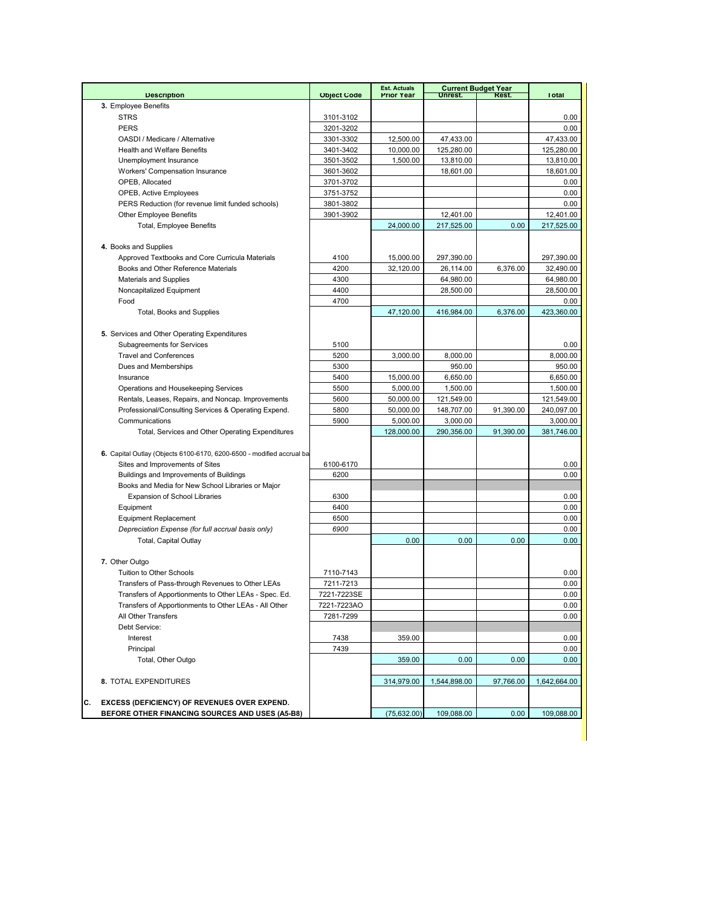| Description | Object Code | Est. Actuals Prior Year | Current Budget Year Unrest. | Rest. | Total |
|---|---|---|---|---|---|
| **3.** Employee Benefits | | | | | |
| STRS | 3101-3102 | | | | 0.00 |
| PERS | 3201-3202 | | | | 0.00 |
| OASDI / Medicare / Alternative | 3301-3302 | 12,500.00 | 47,433.00 | | 47,433.00 |
| Health and Welfare Benefits | 3401-3402 | 10,000.00 | 125,280.00 | | 125,280.00 |
| Unemployment Insurance | 3501-3502 | 1,500.00 | 13,810.00 | | 13,810.00 |
| Workers' Compensation Insurance | 3601-3602 | | 18,601.00 | | 18,601.00 |
| OPEB, Allocated | 3701-3702 | | | | 0.00 |
| OPEB, Active Employees | 3751-3752 | | | | 0.00 |
| PERS Reduction (for revenue limit funded schools) | 3801-3802 | | | | 0.00 |
| Other Employee Benefits | 3901-3902 | | 12,401.00 | | 12,401.00 |
| Total, Employee Benefits | | 24,000.00 | 217,525.00 | 0.00 | 217,525.00 |
| | | | | | |
| **4.** Books and Supplies | | | | | |
| Approved Textbooks and Core Curricula Materials | 4100 | 15,000.00 | 297,390.00 | | 297,390.00 |
| Books and Other Reference Materials | 4200 | 32,120.00 | 26,114.00 | 6,376.00 | 32,490.00 |
| Materials and Supplies | 4300 | | 64,980.00 | | 64,980.00 |
| Noncapitalized Equipment | 4400 | | 28,500.00 | | 28,500.00 |
| Food | 4700 | | | | 0.00 |
| Total, Books and Supplies | | 47,120.00 | 416,984.00 | 6,376.00 | 423,360.00 |
| | | | | | |
| **5.** Services and Other Operating Expenditures | | | | | |
| Subagreements for Services | 5100 | | | | 0.00 |
| Travel and Conferences | 5200 | 3,000.00 | 8,000.00 | | 8,000.00 |
| Dues and Memberships | 5300 | | 950.00 | | 950.00 |
| Insurance | 5400 | 15,000.00 | 6,650.00 | | 6,650.00 |
| Operations and Housekeeping Services | 5500 | 5,000.00 | 1,500.00 | | 1,500.00 |
| Rentals, Leases, Repairs, and Noncap. Improvements | 5600 | 50,000.00 | 121,549.00 | | 121,549.00 |
| Professional/Consulting Services & Operating Expend. | 5800 | 50,000.00 | 148,707.00 | 91,390.00 | 240,097.00 |
| Communications | 5900 | 5,000.00 | 3,000.00 | | 3,000.00 |
| Total, Services and Other Operating Expenditures | | 128,000.00 | 290,356.00 | 91,390.00 | 381,746.00 |
| | | | | | |
| **6.** Capital Outlay (Objects 6100-6170, 6200-6500 - modified accrual ba | | | | | |
| Sites and Improvements of Sites | 6100-6170 | | | | 0.00 |
| Buildings and Improvements of Buildings | 6200 | | | | 0.00 |
| Books and Media for New School Libraries or Major | | | | | |
| Expansion of School Libraries | 6300 | | | | 0.00 |
| Equipment | 6400 | | | | 0.00 |
| Equipment Replacement | 6500 | | | | 0.00 |
| *Depreciation Expense (for full accrual basis only)* | *6900* | | | | 0.00 |
| Total, Capital Outlay | | 0.00 | 0.00 | 0.00 | 0.00 |
| | | | | | |
| **7.** Other Outgo | | | | | |
| Tuition to Other Schools | 7110-7143 | | | | 0.00 |
| Transfers of Pass-through Revenues to Other LEAs | 7211-7213 | | | | 0.00 |
| Transfers of Apportionments to Other LEAs - Spec. Ed. | 7221-7223SE | | | | 0.00 |
| Transfers of Apportionments to Other LEAs - All Other | 7221-7223AO | | | | 0.00 |
| All Other Transfers | 7281-7299 | | | | 0.00 |
| Debt Service: | | | | | |
| Interest | 7438 | 359.00 | | | 0.00 |
| Principal | 7439 | | | | 0.00 |
| Total, Other Outgo | | 359.00 | 0.00 | 0.00 | 0.00 |
| | | | | | |
| **8.** TOTAL EXPENDITURES | | 314,979.00 | 1,544,898.00 | 97,766.00 | 1,642,664.00 |
| | | | | | |
| **C. EXCESS (DEFICIENCY) OF REVENUES OVER EXPEND. BEFORE OTHER FINANCING SOURCES AND USES (A5-B8)** | | (75,632.00) | 109,088.00 | 0.00 | 109,088.00 |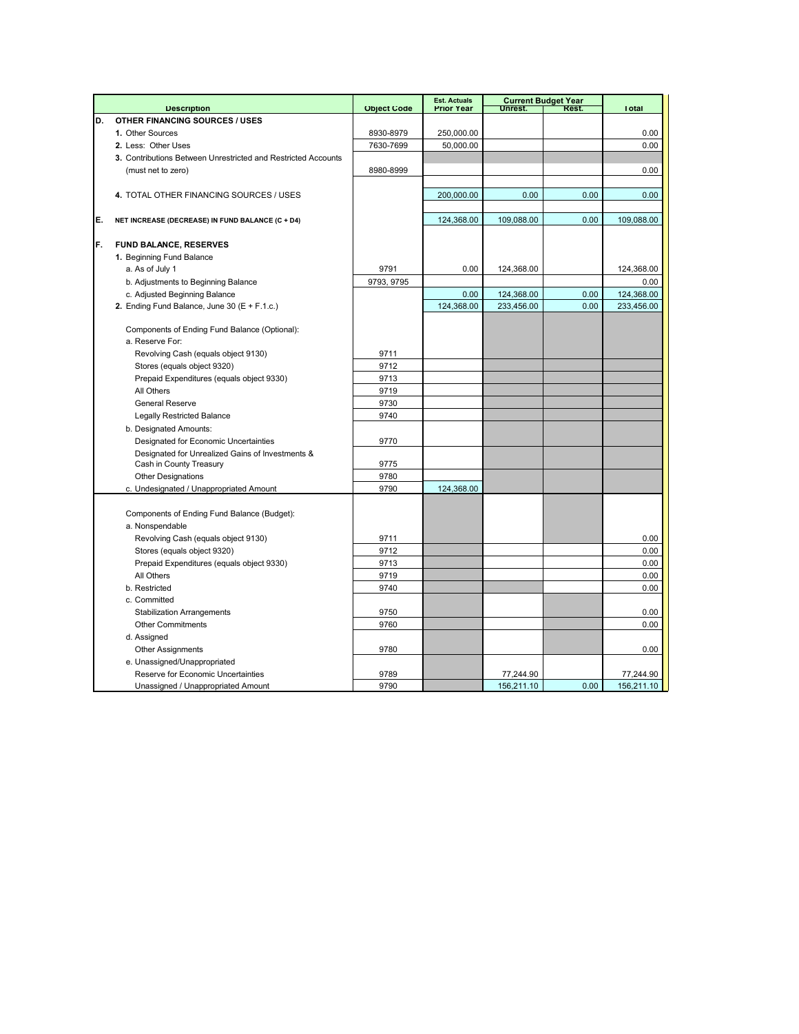| | Description | Object Code | Est. Actuals Prior Year | Current Budget Year Unrest. | Current Budget Year Rest. | Total |
|---|---|---|---|---|---|---|
| D. | **OTHER FINANCING SOURCES / USES** | | | | | |
| | **1.** Other Sources | 8930-8979 | 250,000.00 | | | 0.00 |
| | **2.** Less: Other Uses | 7630-7699 | 50,000.00 | | | 0.00 |
| | **3.** Contributions Between Unrestricted and Restricted Accounts | | | | | |
| | (must net to zero) | 8980-8999 | | | | 0.00 |
| | **4.** TOTAL OTHER FINANCING SOURCES / USES | | 200,000.00 | 0.00 | 0.00 | 0.00 |
| E. | **NET INCREASE (DECREASE) IN FUND BALANCE (C + D4)** | | 124,368.00 | 109,088.00 | 0.00 | 109,088.00 |
| F. | **FUND BALANCE, RESERVES** | | | | | |
| | **1.** Beginning Fund Balance | | | | | |
| | a. As of July 1 | 9791 | 0.00 | 124,368.00 | | 124,368.00 |
| | b. Adjustments to Beginning Balance | 9793, 9795 | | | | 0.00 |
| | c. Adjusted Beginning Balance | | 0.00 | 124,368.00 | 0.00 | 124,368.00 |
| | **2.** Ending Fund Balance, June 30 (E + F.1.c.) | | 124,368.00 | 233,456.00 | 0.00 | 233,456.00 |
| | Components of Ending Fund Balance (Optional): | | | | | |
| | a. Reserve For: | | | | | |
| | Revolving Cash (equals object 9130) | 9711 | | | | |
| | Stores (equals object 9320) | 9712 | | | | |
| | Prepaid Expenditures (equals object 9330) | 9713 | | | | |
| | All Others | 9719 | | | | |
| | General Reserve | 9730 | | | | |
| | Legally Restricted Balance | 9740 | | | | |
| | b. Designated Amounts: | | | | | |
| | Designated for Economic Uncertainties | 9770 | | | | |
| | Designated for Unrealized Gains of Investments & Cash in County Treasury | 9775 | | | | |
| | Other Designations | 9780 | | | | |
| | c. Undesignated / Unappropriated Amount | 9790 | 124,368.00 | | | |
| | Components of Ending Fund Balance (Budget): | | | | | |
| | a. Nonspendable | | | | | |
| | Revolving Cash (equals object 9130) | 9711 | | | | 0.00 |
| | Stores (equals object 9320) | 9712 | | | | 0.00 |
| | Prepaid Expenditures (equals object 9330) | 9713 | | | | 0.00 |
| | All Others | 9719 | | | | 0.00 |
| | b. Restricted | 9740 | | | | 0.00 |
| | c. Committed | | | | | |
| | Stabilization Arrangements | 9750 | | | | 0.00 |
| | Other Commitments | 9760 | | | | 0.00 |
| | d. Assigned | | | | | |
| | Other Assignments | 9780 | | | | 0.00 |
| | e. Unassigned/Unappropriated | | | | | |
| | Reserve for Economic Uncertainties | 9789 | | 77,244.90 | | 77,244.90 |
| | Unassigned / Unappropriated Amount | 9790 | | 156,211.10 | 0.00 | 156,211.10 |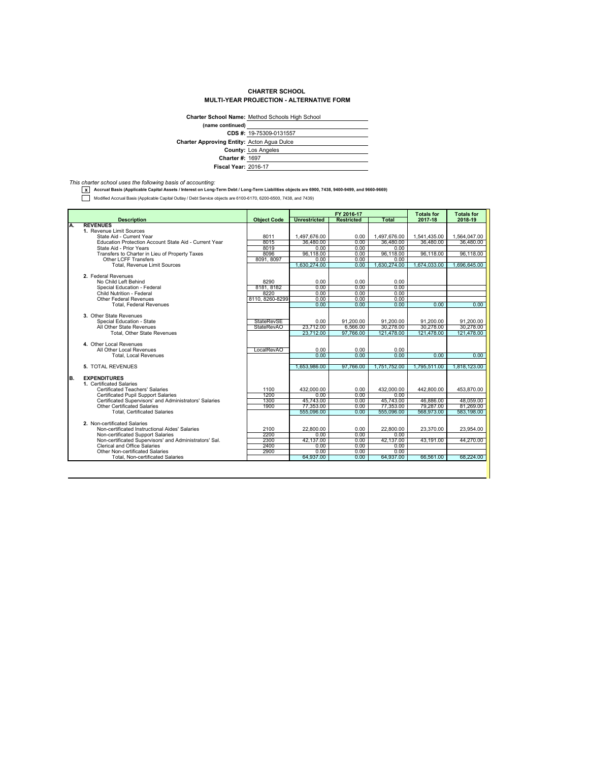**CHARTER SCHOOL**
**MULTI-YEAR PROJECTION - ALTERNATIVE FORM**

**Charter School Name:** Method Schools High School
**(name continued)**
**CDS #:** 19-75309-0131557
**Charter Approving Entity:** Acton Agua Dulce
**County:** Los Angeles
**Charter #:** 1697
**Fiscal Year:** 2016-17

*This charter school uses the following basis of accounting:*

- [x] **Accrual Basis (Applicable Capital Assets / Interest on Long-Term Debt / Long-Term Liabilities objects are 6900, 7438, 9400-9499, and 9660-9669)**
- [ ] Modified Accrual Basis (Applicable Capital Outlay / Debt Service objects are 6100-6170, 6200-6500, 7438, and 7439)

| | Description | Object Code | FY 2016-17 Unrestricted | FY 2016-17 Restricted | FY 2016-17 Total | Totals for 2017-18 | Totals for 2018-19 |
|---|---|---|---|---|---|---|---|
| **A.** | **REVENUES** | | | | | | |
| | **1.** Revenue Limit Sources | | | | | | |
| | State Aid - Current Year | 8011 | 1,497,676.00 | 0.00 | 1,497,676.00 | 1,541,435.00 | 1,564,047.00 |
| | Education Protection Account State Aid - Current Year | 8015 | 36,480.00 | 0.00 | 36,480.00 | 36,480.00 | 36,480.00 |
| | State Aid - Prior Years | 8019 | 0.00 | 0.00 | 0.00 | | |
| | Transfers to Charter in Lieu of Property Taxes | 8096 | 96,118.00 | 0.00 | 96,118.00 | 96,118.00 | 96,118.00 |
| | Other LCFF Transfers | 8091, 8097 | 0.00 | 0.00 | 0.00 | | |
| | Total, Revenue Limit Sources | | 1,630,274.00 | 0.00 | 1,630,274.00 | 1,674,033.00 | 1,696,645.00 |
| | **2.** Federal Revenues | | | | | | |
| | No Child Left Behind | 8290 | 0.00 | 0.00 | 0.00 | | |
| | Special Education - Federal | 8181, 8182 | 0.00 | 0.00 | 0.00 | | |
| | Child Nutrition - Federal | 8220 | 0.00 | 0.00 | 0.00 | | |
| | Other Federal Revenues | 8110, 8260-8299 | 0.00 | 0.00 | 0.00 | | |
| | Total, Federal Revenues | | 0.00 | 0.00 | 0.00 | 0.00 | 0.00 |
| | **3.** Other State Revenues | | | | | | |
| | Special Education - State | StateRevSE | 0.00 | 91,200.00 | 91,200.00 | 91,200.00 | 91,200.00 |
| | All Other State Revenues | StateRevAO | 23,712.00 | 6,566.00 | 30,278.00 | 30,278.00 | 30,278.00 |
| | Total, Other State Revenues | | 23,712.00 | 97,766.00 | 121,478.00 | 121,478.00 | 121,478.00 |
| | **4.** Other Local Revenues | | | | | | |
| | All Other Local Revenues | LocalRevAO | 0.00 | 0.00 | 0.00 | | |
| | Total, Local Revenues | | 0.00 | 0.00 | 0.00 | 0.00 | 0.00 |
| | **5.** TOTAL REVENUES | | 1,653,986.00 | 97,766.00 | 1,751,752.00 | 1,795,511.00 | 1,818,123.00 |
| **B.** | **EXPENDITURES** | | | | | | |
| | **1.** Certificated Salaries | | | | | | |
| | Certificated Teachers' Salaries | 1100 | 432,000.00 | 0.00 | 432,000.00 | 442,800.00 | 453,870.00 |
| | Certificated Pupil Support Salaries | 1200 | 0.00 | 0.00 | 0.00 | | |
| | Certificated Supervisors' and Administrators' Salaries | 1300 | 45,743.00 | 0.00 | 45,743.00 | 46,886.00 | 48,059.00 |
| | Other Certificated Salaries | 1900 | 77,353.00 | 0.00 | 77,353.00 | 79,287.00 | 81,269.00 |
| | Total, Certificated Salaries | | 555,096.00 | 0.00 | 555,096.00 | 568,973.00 | 583,198.00 |
| | **2.** Non-certificated Salaries | | | | | | |
| | Non-certificated Instructional Aides' Salaries | 2100 | 22,800.00 | 0.00 | 22,800.00 | 23,370.00 | 23,954.00 |
| | Non-certificated Support Salaries | 2200 | 0.00 | 0.00 | 0.00 | | |
| | Non-certificated Supervisors' and Administrators' Sal. | 2300 | 42,137.00 | 0.00 | 42,137.00 | 43,191.00 | 44,270.00 |
| | Clerical and Office Salaries | 2400 | 0.00 | 0.00 | 0.00 | | |
| | Other Non-certificated Salaries | 2900 | 0.00 | 0.00 | 0.00 | | |
| | Total, Non-certificated Salaries | | 64,937.00 | 0.00 | 64,937.00 | 66,561.00 | 68,224.00 |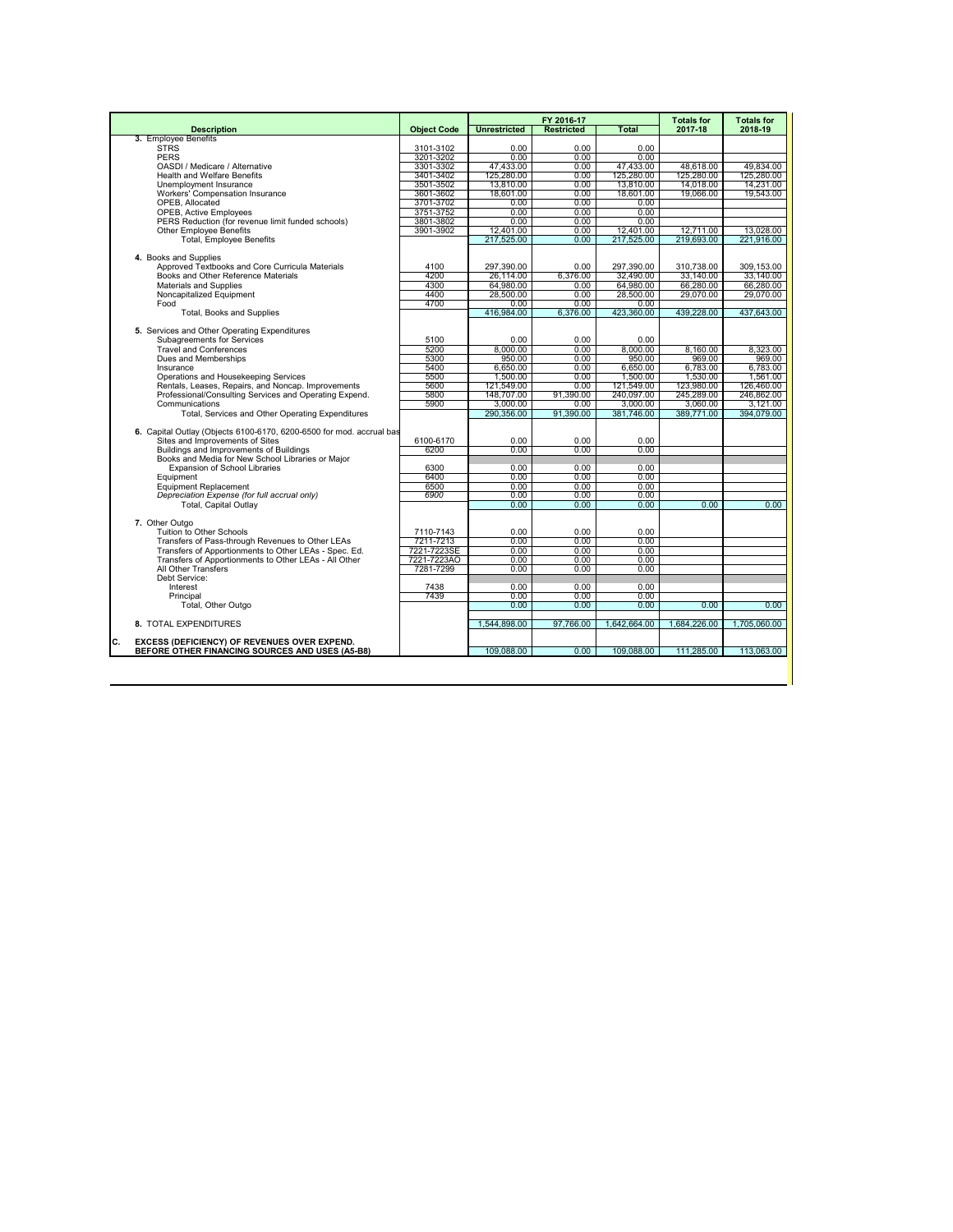| Description | Object Code | FY 2016-17 Unrestricted | FY 2016-17 Restricted | FY 2016-17 Total | Totals for 2017-18 | Totals for 2018-19 |
|---|---|---|---|---|---|---|
| **3.** Employee Benefits | | | | | | |
| STRS | 3101-3102 | 0.00 | 0.00 | 0.00 | | |
| PERS | 3201-3202 | 0.00 | 0.00 | 0.00 | | |
| OASDI / Medicare / Alternative | 3301-3302 | 47,433.00 | 0.00 | 47,433.00 | 48,618.00 | 49,834.00 |
| Health and Welfare Benefits | 3401-3402 | 125,280.00 | 0.00 | 125,280.00 | 125,280.00 | 125,280.00 |
| Unemployment Insurance | 3501-3502 | 13,810.00 | 0.00 | 13,810.00 | 14,018.00 | 14,231.00 |
| Workers' Compensation Insurance | 3601-3602 | 18,601.00 | 0.00 | 18,601.00 | 19,066.00 | 19,543.00 |
| OPEB, Allocated | 3701-3702 | 0.00 | 0.00 | 0.00 | | |
| OPEB, Active Employees | 3751-3752 | 0.00 | 0.00 | 0.00 | | |
| PERS Reduction (for revenue limit funded schools) | 3801-3802 | 0.00 | 0.00 | 0.00 | | |
| Other Employee Benefits | 3901-3902 | 12,401.00 | 0.00 | 12,401.00 | 12,711.00 | 13,028.00 |
| Total, Employee Benefits | | 217,525.00 | 0.00 | 217,525.00 | 219,693.00 | 221,916.00 |
| **4.** Books and Supplies | | | | | | |
| Approved Textbooks and Core Curricula Materials | 4100 | 297,390.00 | 0.00 | 297,390.00 | 310,738.00 | 309,153.00 |
| Books and Other Reference Materials | 4200 | 26,114.00 | 6,376.00 | 32,490.00 | 33,140.00 | 33,140.00 |
| Materials and Supplies | 4300 | 64,980.00 | 0.00 | 64,980.00 | 66,280.00 | 66,280.00 |
| Noncapitalized Equipment | 4400 | 28,500.00 | 0.00 | 28,500.00 | 29,070.00 | 29,070.00 |
| Food | 4700 | 0.00 | 0.00 | 0.00 | | |
| Total, Books and Supplies | | 416,984.00 | 6,376.00 | 423,360.00 | 439,228.00 | 437,643.00 |
| **5.** Services and Other Operating Expenditures | | | | | | |
| Subagreements for Services | 5100 | 0.00 | 0.00 | 0.00 | | |
| Travel and Conferences | 5200 | 8,000.00 | 0.00 | 8,000.00 | 8,160.00 | 8,323.00 |
| Dues and Memberships | 5300 | 950.00 | 0.00 | 950.00 | 969.00 | 969.00 |
| Insurance | 5400 | 6,650.00 | 0.00 | 6,650.00 | 6,783.00 | 6,783.00 |
| Operations and Housekeeping Services | 5500 | 1,500.00 | 0.00 | 1,500.00 | 1,530.00 | 1,561.00 |
| Rentals, Leases, Repairs, and Noncap. Improvements | 5600 | 121,549.00 | 0.00 | 121,549.00 | 123,980.00 | 126,460.00 |
| Professional/Consulting Services and Operating Expend. | 5800 | 148,707.00 | 91,390.00 | 240,097.00 | 245,289.00 | 246,862.00 |
| Communications | 5900 | 3,000.00 | 0.00 | 3,000.00 | 3,060.00 | 3,121.00 |
| Total, Services and Other Operating Expenditures | | 290,356.00 | 91,390.00 | 381,746.00 | 389,771.00 | 394,079.00 |
| **6.** Capital Outlay (Objects 6100-6170, 6200-6500 for mod. accrual bas | | | | | | |
| Sites and Improvements of Sites | 6100-6170 | 0.00 | 0.00 | 0.00 | | |
| Buildings and Improvements of Buildings | 6200 | 0.00 | 0.00 | 0.00 | | |
| Books and Media for New School Libraries or Major Expansion of School Libraries | 6300 | 0.00 | 0.00 | 0.00 | | |
| Equipment | 6400 | 0.00 | 0.00 | 0.00 | | |
| Equipment Replacement | 6500 | 0.00 | 0.00 | 0.00 | | |
| *Depreciation Expense (for full accrual only)* | *6900* | 0.00 | 0.00 | 0.00 | | |
| Total, Capital Outlay | | 0.00 | 0.00 | 0.00 | 0.00 | 0.00 |
| **7.** Other Outgo | | | | | | |
| Tuition to Other Schools | 7110-7143 | 0.00 | 0.00 | 0.00 | | |
| Transfers of Pass-through Revenues to Other LEAs | 7211-7213 | 0.00 | 0.00 | 0.00 | | |
| Transfers of Apportionments to Other LEAs - Spec. Ed. | 7221-7223SE | 0.00 | 0.00 | 0.00 | | |
| Transfers of Apportionments to Other LEAs - All Other | 7221-7223AO | 0.00 | 0.00 | 0.00 | | |
| All Other Transfers | 7281-7299 | 0.00 | 0.00 | 0.00 | | |
| Debt Service: | | | | | | |
| Interest | 7438 | 0.00 | 0.00 | 0.00 | | |
| Principal | 7439 | 0.00 | 0.00 | 0.00 | | |
| Total, Other Outgo | | 0.00 | 0.00 | 0.00 | 0.00 | 0.00 |
| **8.** TOTAL EXPENDITURES | | 1,544,898.00 | 97,766.00 | 1,642,664.00 | 1,684,226.00 | 1,705,060.00 |
| **C. EXCESS (DEFICIENCY) OF REVENUES OVER EXPEND. BEFORE OTHER FINANCING SOURCES AND USES (A5-B8)** | | 109,088.00 | 0.00 | 109,088.00 | 111,285.00 | 113,063.00 |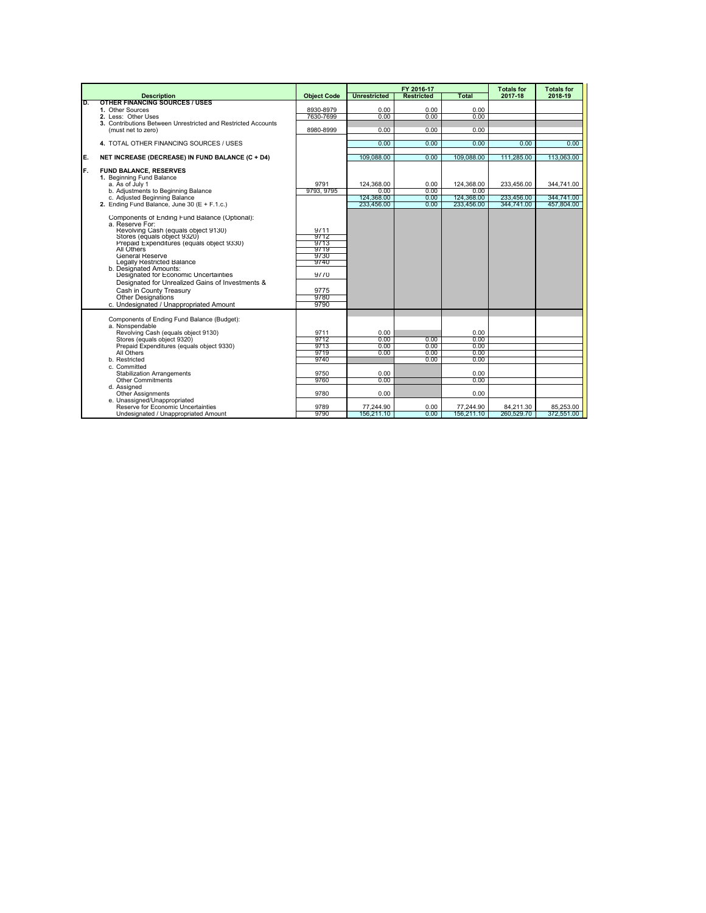| | Description | Object Code | FY 2016-17 Unrestricted | FY 2016-17 Restricted | FY 2016-17 Total | Totals for 2017-18 | Totals for 2018-19 |
|---|---|---|---|---|---|---|---|
| **D.** | **OTHER FINANCING SOURCES / USES** | | | | | | |
| | **1.** Other Sources | 8930-8979 | 0.00 | 0.00 | 0.00 | | |
| | **2.** Less: Other Uses | 7630-7699 | 0.00 | 0.00 | 0.00 | | |
| | **3.** Contributions Between Unrestricted and Restricted Accounts (must net to zero) | 8980-8999 | 0.00 | 0.00 | 0.00 | | |
| | **4.** TOTAL OTHER FINANCING SOURCES / USES | | 0.00 | 0.00 | 0.00 | 0.00 | 0.00 |
| **E.** | **NET INCREASE (DECREASE) IN FUND BALANCE (C + D4)** | | 109,088.00 | 0.00 | 109,088.00 | 111,285.00 | 113,063.00 |
| **F.** | **FUND BALANCE, RESERVES** | | | | | | |
| | **1.** Beginning Fund Balance | | | | | | |
| | a. As of July 1 | 9791 | 124,368.00 | 0.00 | 124,368.00 | 233,456.00 | 344,741.00 |
| | b. Adjustments to Beginning Balance | 9793, 9795 | 0.00 | 0.00 | 0.00 | | |
| | c. Adjusted Beginning Balance | | 124,368.00 | 0.00 | 124,368.00 | 233,456.00 | 344,741.00 |
| | **2.** Ending Fund Balance, June 30 (E + F.1.c.) | | 233,456.00 | 0.00 | 233,456.00 | 344,741.00 | 457,804.00 |
| | Components of Ending Fund Balance (Optional): | | | | | | |
| | a. Reserve For: | | | | | | |
| | Revolving Cash (equals object 9130) | 9711 | | | | | |
| | Stores (equals object 9320) | 9712 | | | | | |
| | Prepaid Expenditures (equals object 9330) | 9713 | | | | | |
| | All Others | 9719 | | | | | |
| | General Reserve | 9730 | | | | | |
| | Legally Restricted Balance | 9740 | | | | | |
| | b. Designated Amounts: | | | | | | |
| | Designated for Economic Uncertainties | 9770 | | | | | |
| | Designated for Unrealized Gains of Investments & Cash in County Treasury | 9775 | | | | | |
| | Other Designations | 9780 | | | | | |
| | c. Undesignated / Unappropriated Amount | 9790 | | | | | |
| | Components of Ending Fund Balance (Budget): | | | | | | |
| | a. Nonspendable | | | | | | |
| | Revolving Cash (equals object 9130) | 9711 | 0.00 | | 0.00 | | |
| | Stores (equals object 9320) | 9712 | 0.00 | 0.00 | 0.00 | | |
| | Prepaid Expenditures (equals object 9330) | 9713 | 0.00 | 0.00 | 0.00 | | |
| | All Others | 9719 | 0.00 | 0.00 | 0.00 | | |
| | b. Restricted | 9740 | | 0.00 | 0.00 | | |
| | c. Committed | | | | | | |
| | Stabilization Arrangements | 9750 | 0.00 | | 0.00 | | |
| | Other Commitments | 9760 | 0.00 | | 0.00 | | |
| | d. Assigned | | | | | | |
| | Other Assignments | 9780 | 0.00 | | 0.00 | | |
| | e. Unassigned/Unappropriated | | | | | | |
| | Reserve for Economic Uncertainties | 9789 | 77,244.90 | 0.00 | 77,244.90 | 84,211.30 | 85,253.00 |
| | Undesignated / Unappropriated Amount | 9790 | 156,211.10 | 0.00 | 156,211.10 | 260,529.70 | 372,551.00 |